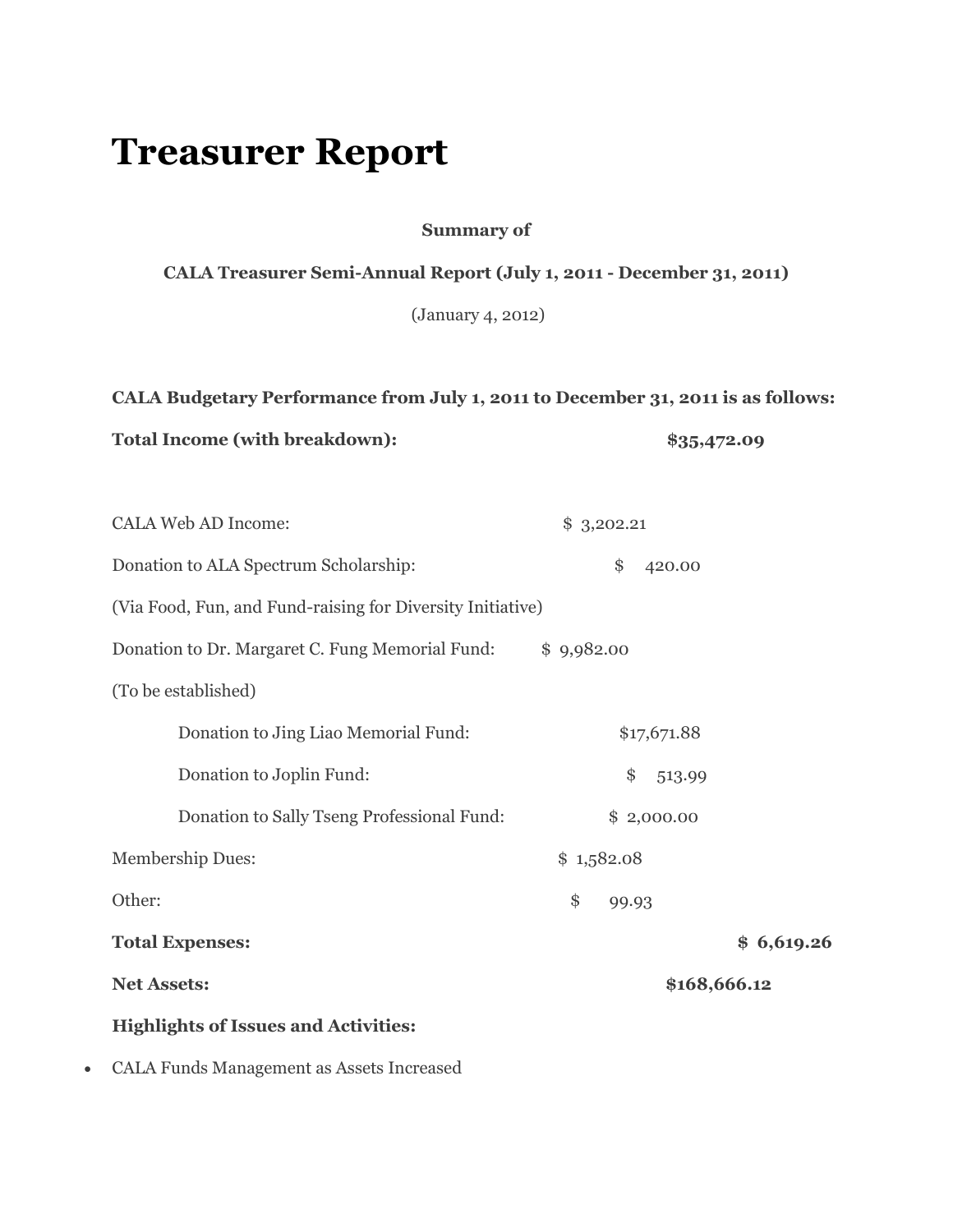# Treasurer Report

**Summary of**

**CALA Treasurer Semi-Annual Report (July 1, 2011 - December 31, 2011)**

(January 4, 2012)

**CALA Budgetary Performance from July 1, 2011 to December 31, 2011 is as follows:**

| | |
|---|---|
| **Total Income (with breakdown):** | **$35,472.09** |
| CALA Web AD Income: | $ 3,202.21 |
| Donation to ALA Spectrum Scholarship: (Via Food, Fun, and Fund-raising for Diversity Initiative) | $ 420.00 |
| Donation to Dr. Margaret C. Fung Memorial Fund: (To be established) | $ 9,982.00 |
| Donation to Jing Liao Memorial Fund: | $17,671.88 |
| Donation to Joplin Fund: | $ 513.99 |
| Donation to Sally Tseng Professional Fund: | $ 2,000.00 |
| Membership Dues: | $ 1,582.08 |
| Other: | $ 99.93 |
| **Total Expenses:** | **$ 6,619.26** |
| **Net Assets:** | **$168,666.12** |

**Highlights of Issues and Activities:**

- CALA Funds Management as Assets Increased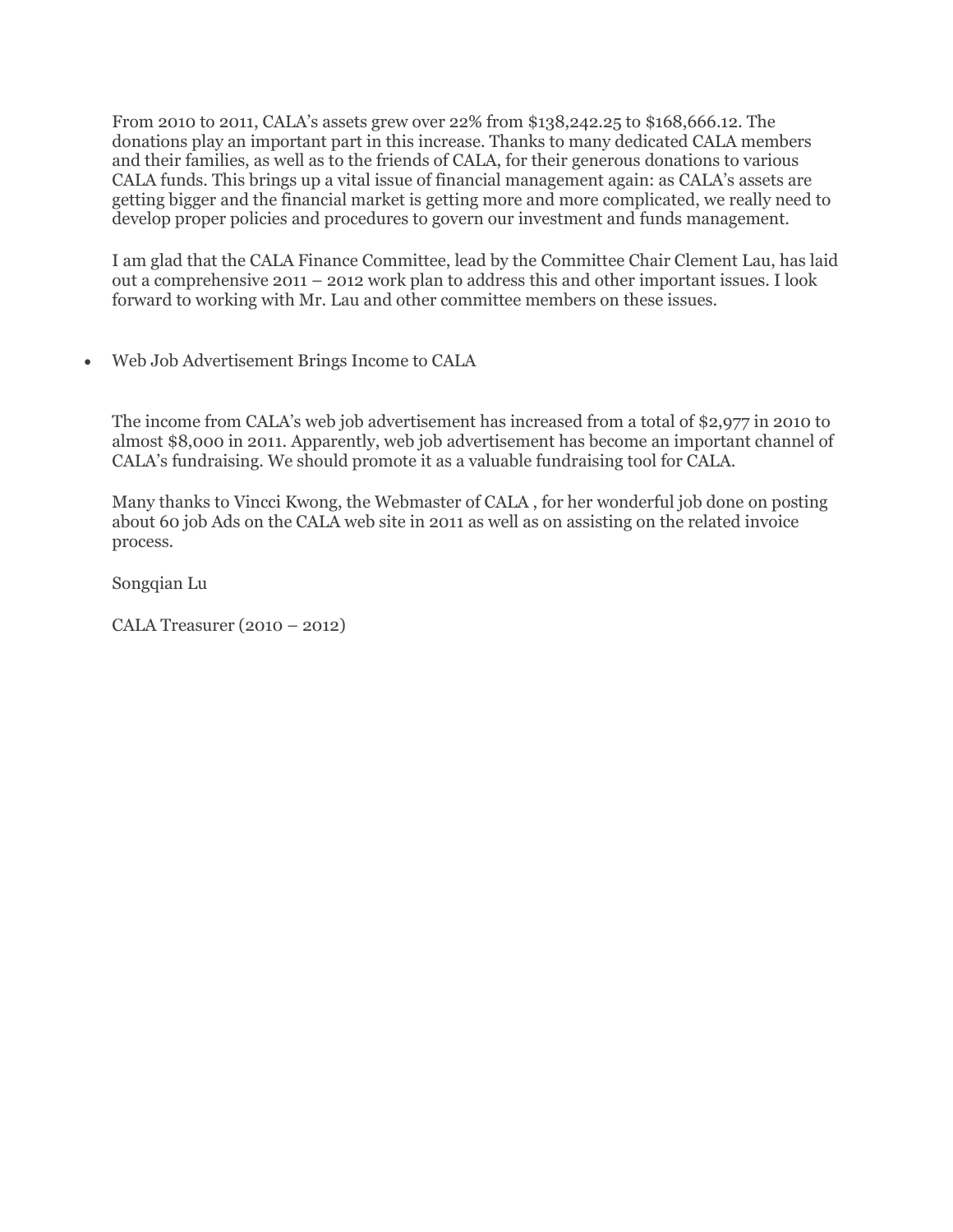From 2010 to 2011, CALA's assets grew over 22% from $138,242.25 to $168,666.12. The donations play an important part in this increase. Thanks to many dedicated CALA members and their families, as well as to the friends of CALA, for their generous donations to various CALA funds. This brings up a vital issue of financial management again: as CALA's assets are getting bigger and the financial market is getting more and more complicated, we really need to develop proper policies and procedures to govern our investment and funds management.

I am glad that the CALA Finance Committee, lead by the Committee Chair Clement Lau, has laid out a comprehensive 2011 – 2012 work plan to address this and other important issues. I look forward to working with Mr. Lau and other committee members on these issues.

- Web Job Advertisement Brings Income to CALA

The income from CALA's web job advertisement has increased from a total of $2,977 in 2010 to almost $8,000 in 2011. Apparently, web job advertisement has become an important channel of CALA's fundraising. We should promote it as a valuable fundraising tool for CALA.

Many thanks to Vincci Kwong, the Webmaster of CALA , for her wonderful job done on posting about 60 job Ads on the CALA web site in 2011 as well as on assisting on the related invoice process.

Songqian Lu

CALA Treasurer (2010 – 2012)